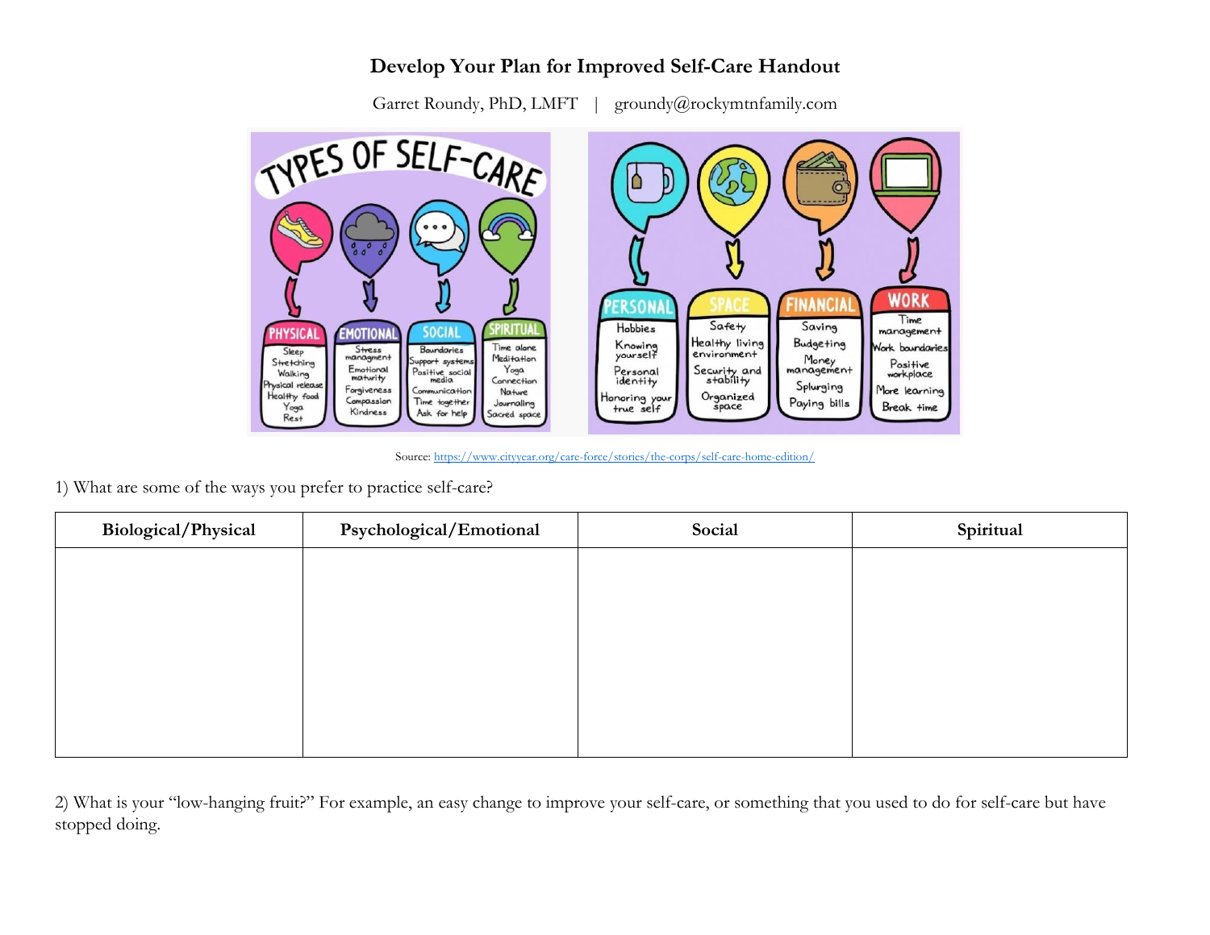# Develop Your Plan for Improved Self-Care Handout

Garret Roundy, PhD, LMFT | groundy@rockymtnfamily.com

TYPES OF SELF-CARE

PHYSICAL: Sleep, Stretching, Walking, Physical release, Healthy food, Yoga, Rest

EMOTIONAL: Stress managment, Emotional maturity, Forgiveness, Compassion, Kindness

SOCIAL: Boundaries, Support systems, Positive social media, Communication, Time together, Ask for help

SPIRITUAL: Time alone, Meditation, Yoga, Connection, Nature, Journaling, Sacred space

PERSONAL: Hobbies, Knowing yourself, Personal identity, Honoring your true self

SPACE: Safety, Healthy living environment, Security and stability, Organized space

FINANCIAL: Saving, Budgeting, Money management, Splurging, Paying bills

WORK: Time management, Work boundaries, Positive workplace, More learning, Break time

Source: https://www.cityyear.org/care-force/stories/the-corps/self-care-home-edition/

1) What are some of the ways you prefer to practice self-care?

| Biological/Physical | Psychological/Emotional | Social | Spiritual |
|---|---|---|---|
| | | | |

2) What is your "low-hanging fruit?" For example, an easy change to improve your self-care, or something that you used to do for self-care but have stopped doing.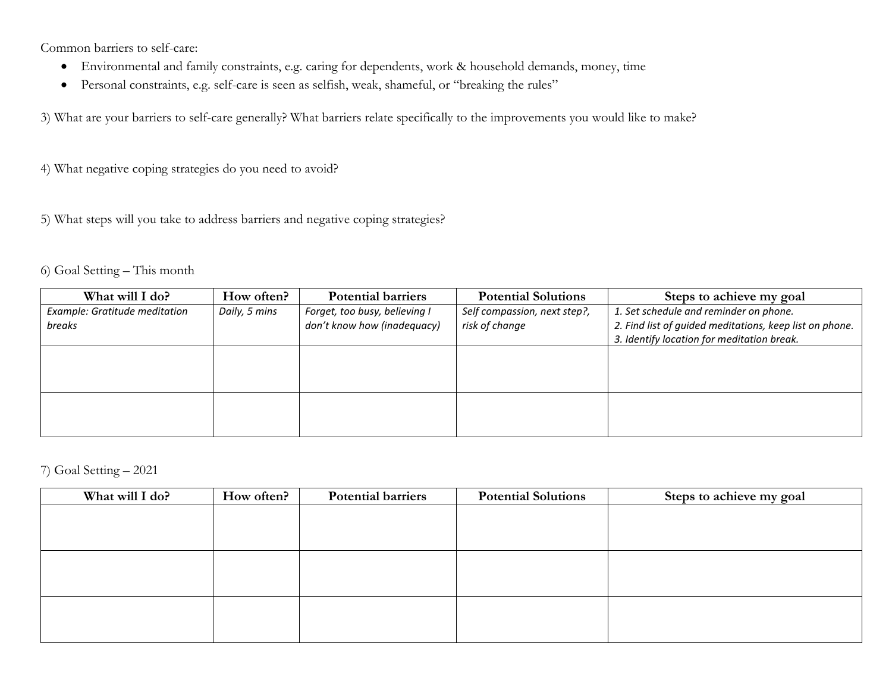Common barriers to self-care:

- Environmental and family constraints, e.g. caring for dependents, work & household demands, money, time
- Personal constraints, e.g. self-care is seen as selfish, weak, shameful, or "breaking the rules"

3) What are your barriers to self-care generally? What barriers relate specifically to the improvements you would like to make?

4) What negative coping strategies do you need to avoid?

5) What steps will you take to address barriers and negative coping strategies?

6) Goal Setting – This month

| What will I do? | How often? | Potential barriers | Potential Solutions | Steps to achieve my goal |
|---|---|---|---|---|
| *Example: Gratitude meditation breaks* | *Daily, 5 mins* | *Forget, too busy, believing I don't know how (inadequacy)* | *Self compassion, next step?, risk of change* | *1. Set schedule and reminder on phone.*<br>*2. Find list of guided meditations, keep list on phone.*<br>*3. Identify location for meditation break.* |
| | | | | |
| | | | | |

7) Goal Setting – 2021

| What will I do? | How often? | Potential barriers | Potential Solutions | Steps to achieve my goal |
|---|---|---|---|---|
| | | | | |
| | | | | |
| | | | | |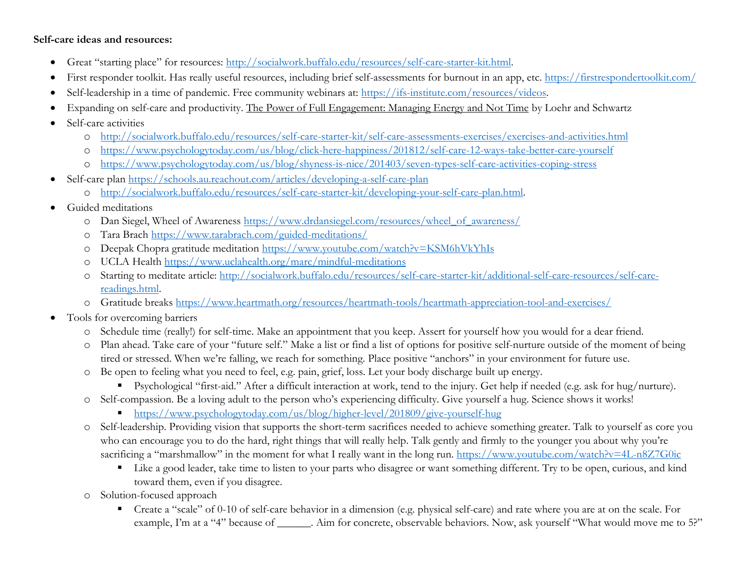**Self-care ideas and resources:**

- Great "starting place" for resources: http://socialwork.buffalo.edu/resources/self-care-starter-kit.html.
- First responder toolkit. Has really useful resources, including brief self-assessments for burnout in an app, etc. https://firstrespondertoolkit.com/
- Self-leadership in a time of pandemic. Free community webinars at: https://ifs-institute.com/resources/videos.
- Expanding on self-care and productivity. The Power of Full Engagement: Managing Energy and Not Time by Loehr and Schwartz
- Self-care activities
  - http://socialwork.buffalo.edu/resources/self-care-starter-kit/self-care-assessments-exercises/exercises-and-activities.html
  - https://www.psychologytoday.com/us/blog/click-here-happiness/201812/self-care-12-ways-take-better-care-yourself
  - https://www.psychologytoday.com/us/blog/shyness-is-nice/201403/seven-types-self-care-activities-coping-stress
- Self-care plan https://schools.au.reachout.com/articles/developing-a-self-care-plan
  - http://socialwork.buffalo.edu/resources/self-care-starter-kit/developing-your-self-care-plan.html.
- Guided meditations
  - Dan Siegel, Wheel of Awareness https://www.drdansiegel.com/resources/wheel_of_awareness/
  - Tara Brach https://www.tarabrach.com/guided-meditations/
  - Deepak Chopra gratitude meditation https://www.youtube.com/watch?v=KSM6hVkYhIs
  - UCLA Health https://www.uclahealth.org/marc/mindful-meditations
  - Starting to meditate article: http://socialwork.buffalo.edu/resources/self-care-starter-kit/additional-self-care-resources/self-care-readings.html.
  - Gratitude breaks https://www.heartmath.org/resources/heartmath-tools/heartmath-appreciation-tool-and-exercises/
- Tools for overcoming barriers
  - Schedule time (really!) for self-time. Make an appointment that you keep. Assert for yourself how you would for a dear friend.
  - Plan ahead. Take care of your "future self." Make a list or find a list of options for positive self-nurture outside of the moment of being tired or stressed. When we're falling, we reach for something. Place positive "anchors" in your environment for future use.
  - Be open to feeling what you need to feel, e.g. pain, grief, loss. Let your body discharge built up energy.
    - Psychological "first-aid." After a difficult interaction at work, tend to the injury. Get help if needed (e.g. ask for hug/nurture).
  - Self-compassion. Be a loving adult to the person who's experiencing difficulty. Give yourself a hug. Science shows it works!
    - https://www.psychologytoday.com/us/blog/higher-level/201809/give-yourself-hug
  - Self-leadership. Providing vision that supports the short-term sacrifices needed to achieve something greater. Talk to yourself as core you who can encourage you to do the hard, right things that will really help. Talk gently and firmly to the younger you about why you're sacrificing a "marshmallow" in the moment for what I really want in the long run. https://www.youtube.com/watch?v=4L-n8Z7G0ic
    - Like a good leader, take time to listen to your parts who disagree or want something different. Try to be open, curious, and kind toward them, even if you disagree.
  - Solution-focused approach
    - Create a "scale" of 0-10 of self-care behavior in a dimension (e.g. physical self-care) and rate where you are at on the scale. For example, I'm at a "4" because of ______. Aim for concrete, observable behaviors. Now, ask yourself "What would move me to 5?"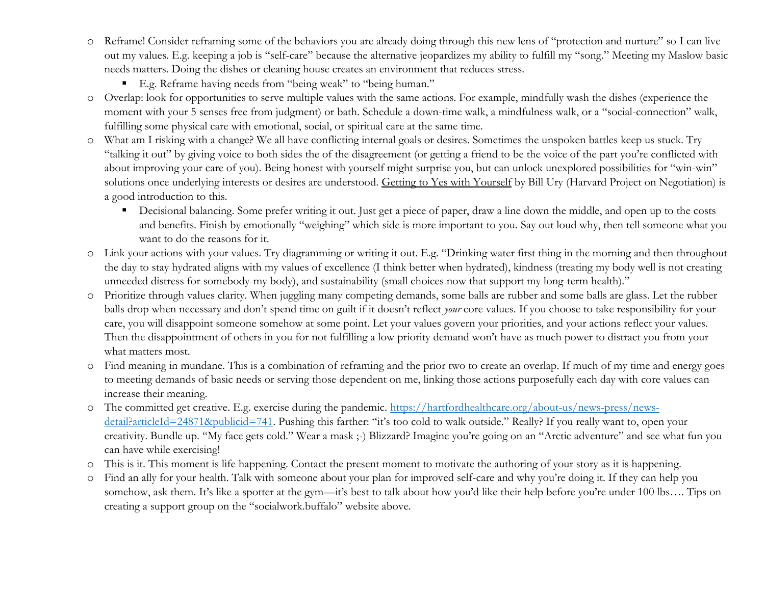- Reframe! Consider reframing some of the behaviors you are already doing through this new lens of "protection and nurture" so I can live out my values. E.g. keeping a job is "self-care" because the alternative jeopardizes my ability to fulfill my "song." Meeting my Maslow basic needs matters. Doing the dishes or cleaning house creates an environment that reduces stress.
  - E.g. Reframe having needs from "being weak" to "being human."
- Overlap: look for opportunities to serve multiple values with the same actions. For example, mindfully wash the dishes (experience the moment with your 5 senses free from judgment) or bath. Schedule a down-time walk, a mindfulness walk, or a "social-connection" walk, fulfilling some physical care with emotional, social, or spiritual care at the same time.
- What am I risking with a change? We all have conflicting internal goals or desires. Sometimes the unspoken battles keep us stuck. Try "talking it out" by giving voice to both sides the of the disagreement (or getting a friend to be the voice of the part you're conflicted with about improving your care of you). Being honest with yourself might surprise you, but can unlock unexplored possibilities for "win-win" solutions once underlying interests or desires are understood. <u>Getting to Yes with Yourself</u> by Bill Ury (Harvard Project on Negotiation) is a good introduction to this.
  - Decisional balancing. Some prefer writing it out. Just get a piece of paper, draw a line down the middle, and open up to the costs and benefits. Finish by emotionally "weighing" which side is more important to you. Say out loud why, then tell someone what you want to do the reasons for it.
- Link your actions with your values. Try diagramming or writing it out. E.g. "Drinking water first thing in the morning and then throughout the day to stay hydrated aligns with my values of excellence (I think better when hydrated), kindness (treating my body well is not creating unneeded distress for somebody-my body), and sustainability (small choices now that support my long-term health)."
- Prioritize through values clarity. When juggling many competing demands, some balls are rubber and some balls are glass. Let the rubber balls drop when necessary and don't spend time on guilt if it doesn't reflect *your* core values. If you choose to take responsibility for your care, you will disappoint someone somehow at some point. Let your values govern your priorities, and your actions reflect your values. Then the disappointment of others in you for not fulfilling a low priority demand won't have as much power to distract you from your what matters most.
- Find meaning in mundane. This is a combination of reframing and the prior two to create an overlap. If much of my time and energy goes to meeting demands of basic needs or serving those dependent on me, linking those actions purposefully each day with core values can increase their meaning.
- The committed get creative. E.g. exercise during the pandemic. [https://hartfordhealthcare.org/about-us/news-press/news-detail?articleId=24871&publicid=741](https://hartfordhealthcare.org/about-us/news-press/news-detail?articleId=24871&publicid=741). Pushing this farther: "it's too cold to walk outside." Really? If you really want to, open your creativity. Bundle up. "My face gets cold." Wear a mask ;-) Blizzard? Imagine you're going on an "Arctic adventure" and see what fun you can have while exercising!
- This is it. This moment is life happening. Contact the present moment to motivate the authoring of your story as it is happening.
- Find an ally for your health. Talk with someone about your plan for improved self-care and why you're doing it. If they can help you somehow, ask them. It's like a spotter at the gym—it's best to talk about how you'd like their help before you're under 100 lbs…. Tips on creating a support group on the "socialwork.buffalo" website above.